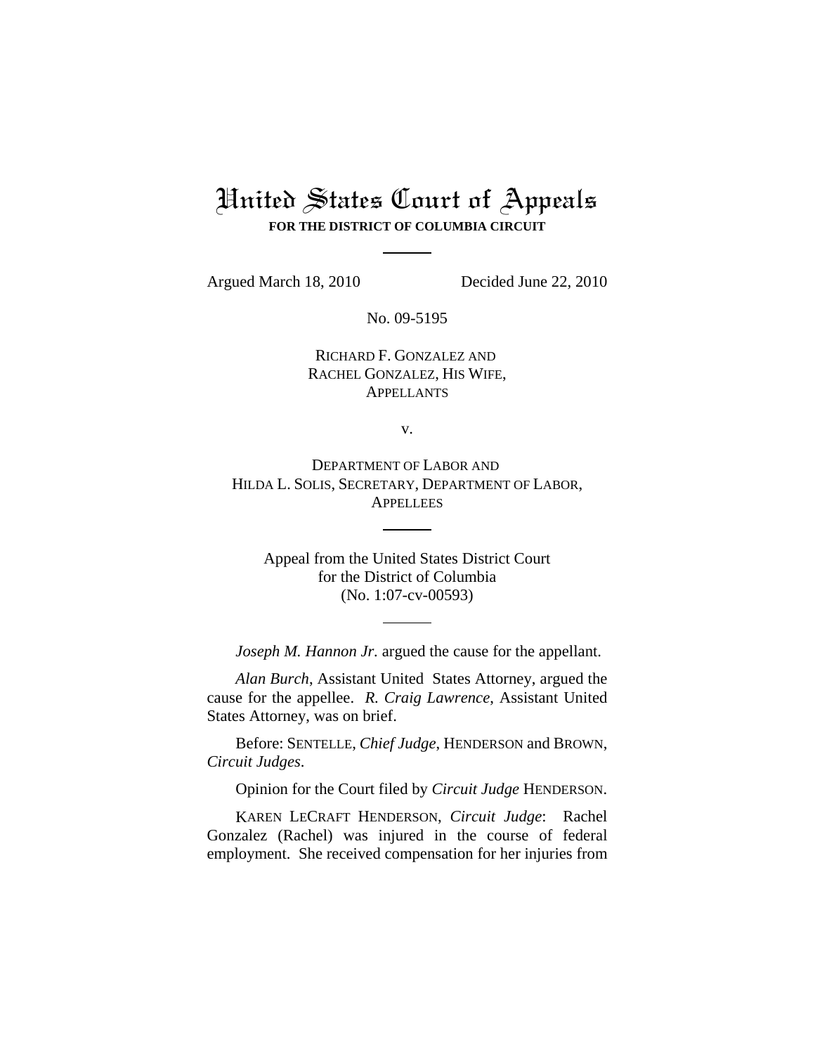# United States Court of Appeals

**FOR THE DISTRICT OF COLUMBIA CIRCUIT**

Argued March 18, 2010 Decided June 22, 2010

No. 09-5195

RICHARD F. GONZALEZ AND
RACHEL GONZALEZ, HIS WIFE,
APPELLANTS

v.

DEPARTMENT OF LABOR AND
HILDA L. SOLIS, SECRETARY, DEPARTMENT OF LABOR,
APPELLEES

Appeal from the United States District Court
for the District of Columbia
(No. 1:07-cv-00593)

*Joseph M. Hannon Jr.* argued the cause for the appellant.

*Alan Burch*, Assistant United States Attorney, argued the cause for the appellee. *R. Craig Lawrence*, Assistant United States Attorney, was on brief.

Before: SENTELLE, *Chief Judge*, HENDERSON and BROWN, *Circuit Judges*.

Opinion for the Court filed by *Circuit Judge* HENDERSON.

KAREN LECRAFT HENDERSON, *Circuit Judge*: Rachel Gonzalez (Rachel) was injured in the course of federal employment. She received compensation for her injuries from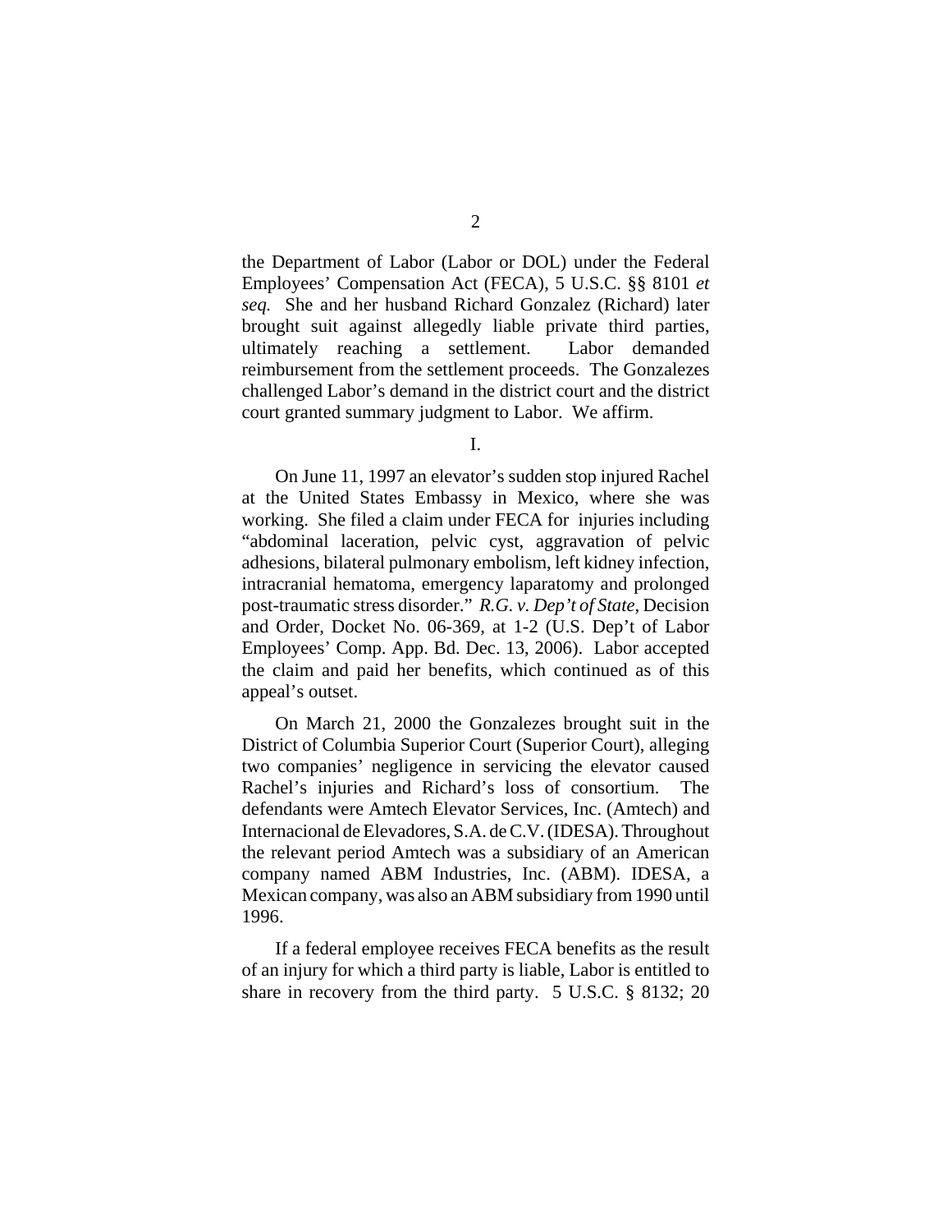the Department of Labor (Labor or DOL) under the Federal Employees' Compensation Act (FECA), 5 U.S.C. §§ 8101 *et seq.* She and her husband Richard Gonzalez (Richard) later brought suit against allegedly liable private third parties, ultimately reaching a settlement. Labor demanded reimbursement from the settlement proceeds. The Gonzalezes challenged Labor's demand in the district court and the district court granted summary judgment to Labor. We affirm.

I.

On June 11, 1997 an elevator's sudden stop injured Rachel at the United States Embassy in Mexico, where she was working. She filed a claim under FECA for injuries including "abdominal laceration, pelvic cyst, aggravation of pelvic adhesions, bilateral pulmonary embolism, left kidney infection, intracranial hematoma, emergency laparatomy and prolonged post-traumatic stress disorder." *R.G. v. Dep't of State*, Decision and Order, Docket No. 06-369, at 1-2 (U.S. Dep't of Labor Employees' Comp. App. Bd. Dec. 13, 2006). Labor accepted the claim and paid her benefits, which continued as of this appeal's outset.

On March 21, 2000 the Gonzalezes brought suit in the District of Columbia Superior Court (Superior Court), alleging two companies' negligence in servicing the elevator caused Rachel's injuries and Richard's loss of consortium. The defendants were Amtech Elevator Services, Inc. (Amtech) and Internacional de Elevadores, S.A. de C.V. (IDESA). Throughout the relevant period Amtech was a subsidiary of an American company named ABM Industries, Inc. (ABM). IDESA, a Mexican company, was also an ABM subsidiary from 1990 until 1996.

If a federal employee receives FECA benefits as the result of an injury for which a third party is liable, Labor is entitled to share in recovery from the third party. 5 U.S.C. § 8132; 20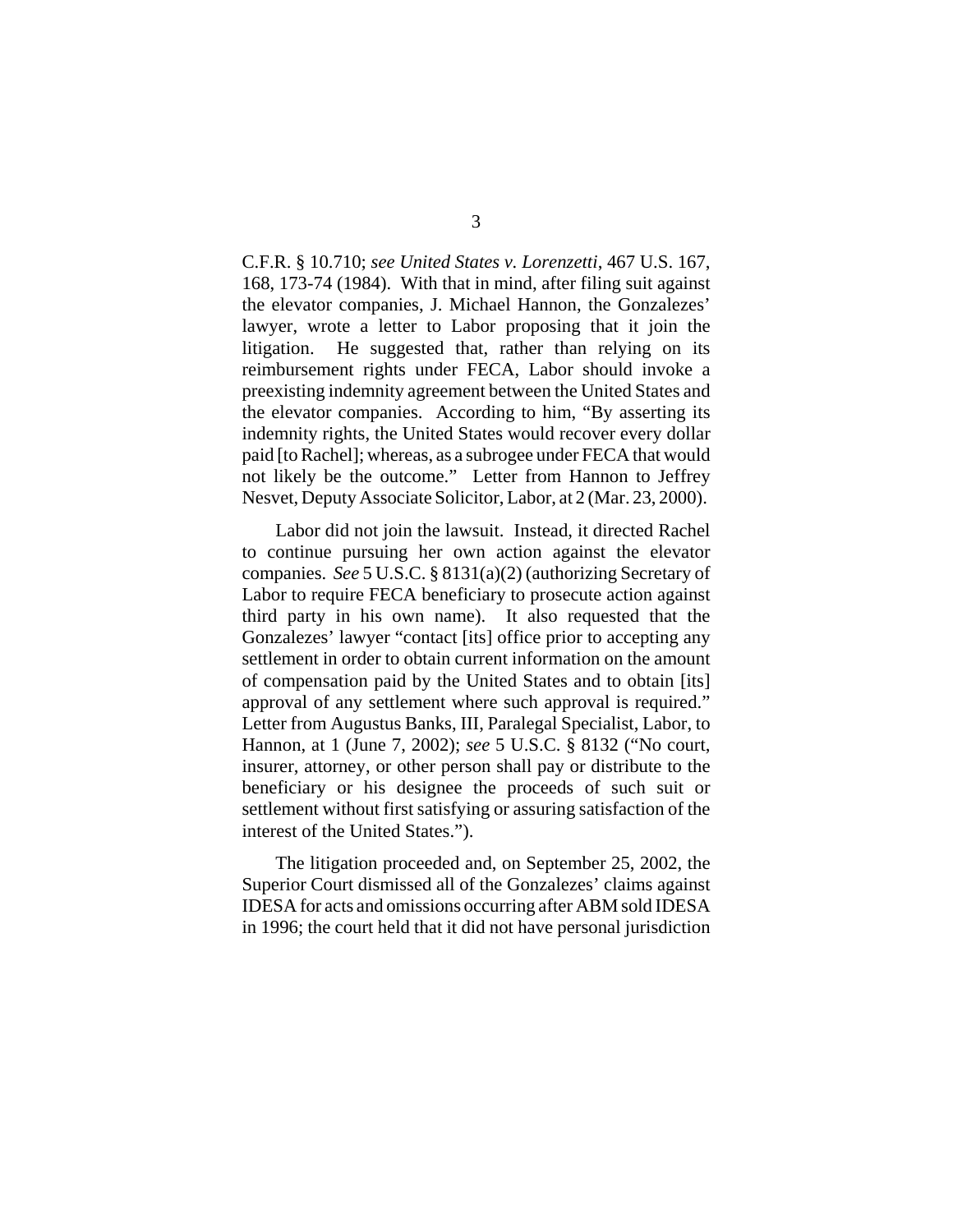C.F.R. § 10.710; *see United States v. Lorenzetti*, 467 U.S. 167, 168, 173-74 (1984). With that in mind, after filing suit against the elevator companies, J. Michael Hannon, the Gonzalezes' lawyer, wrote a letter to Labor proposing that it join the litigation. He suggested that, rather than relying on its reimbursement rights under FECA, Labor should invoke a preexisting indemnity agreement between the United States and the elevator companies. According to him, "By asserting its indemnity rights, the United States would recover every dollar paid [to Rachel]; whereas, as a subrogee under FECA that would not likely be the outcome." Letter from Hannon to Jeffrey Nesvet, Deputy Associate Solicitor, Labor, at 2 (Mar. 23, 2000).

Labor did not join the lawsuit. Instead, it directed Rachel to continue pursuing her own action against the elevator companies. *See* 5 U.S.C. § 8131(a)(2) (authorizing Secretary of Labor to require FECA beneficiary to prosecute action against third party in his own name). It also requested that the Gonzalezes' lawyer "contact [its] office prior to accepting any settlement in order to obtain current information on the amount of compensation paid by the United States and to obtain [its] approval of any settlement where such approval is required." Letter from Augustus Banks, III, Paralegal Specialist, Labor, to Hannon, at 1 (June 7, 2002); *see* 5 U.S.C. § 8132 ("No court, insurer, attorney, or other person shall pay or distribute to the beneficiary or his designee the proceeds of such suit or settlement without first satisfying or assuring satisfaction of the interest of the United States.").

The litigation proceeded and, on September 25, 2002, the Superior Court dismissed all of the Gonzalezes' claims against IDESA for acts and omissions occurring after ABM sold IDESA in 1996; the court held that it did not have personal jurisdiction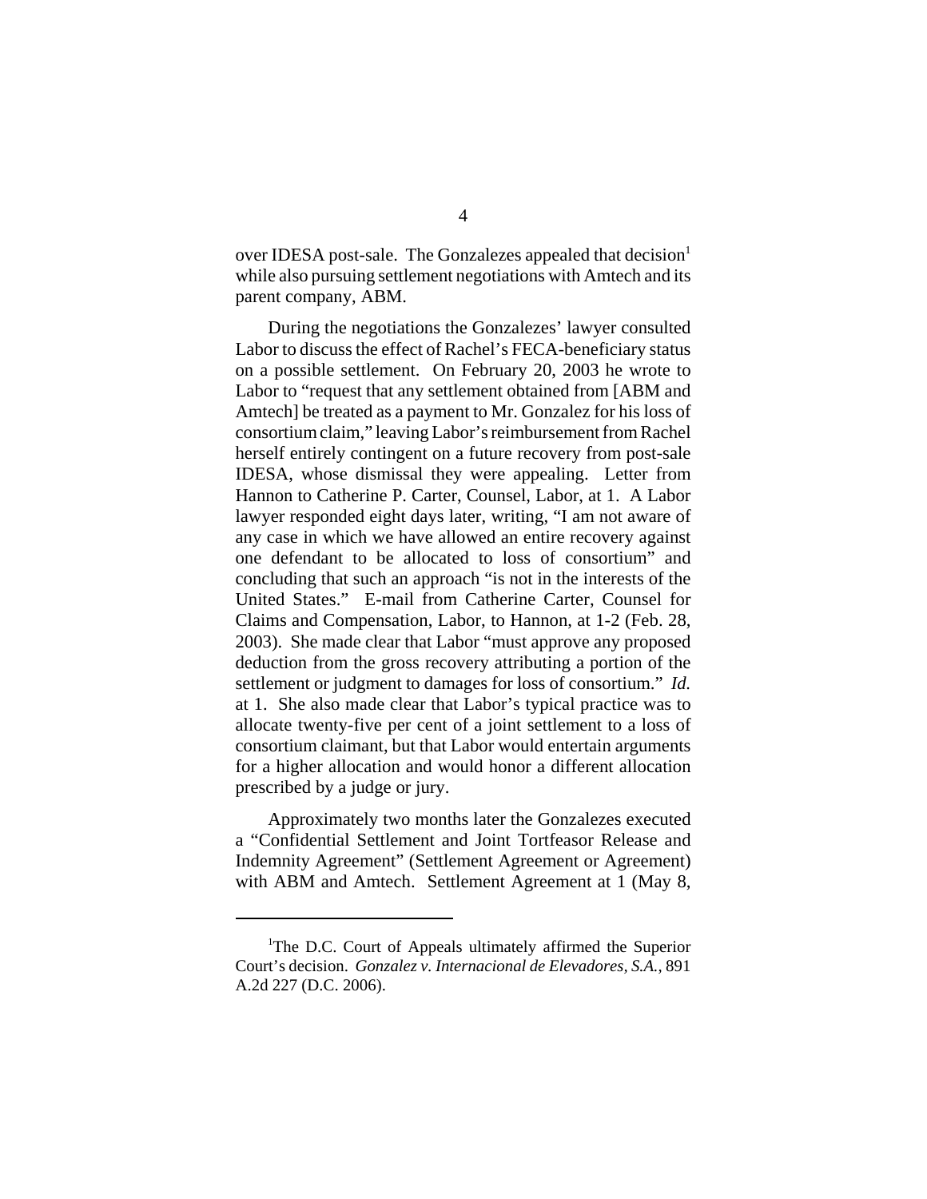over IDESA post-sale. The Gonzalezes appealed that decision[1] while also pursuing settlement negotiations with Amtech and its parent company, ABM.

During the negotiations the Gonzalezes' lawyer consulted Labor to discuss the effect of Rachel's FECA-beneficiary status on a possible settlement. On February 20, 2003 he wrote to Labor to "request that any settlement obtained from [ABM and Amtech] be treated as a payment to Mr. Gonzalez for his loss of consortium claim," leaving Labor's reimbursement from Rachel herself entirely contingent on a future recovery from post-sale IDESA, whose dismissal they were appealing. Letter from Hannon to Catherine P. Carter, Counsel, Labor, at 1. A Labor lawyer responded eight days later, writing, "I am not aware of any case in which we have allowed an entire recovery against one defendant to be allocated to loss of consortium" and concluding that such an approach "is not in the interests of the United States." E-mail from Catherine Carter, Counsel for Claims and Compensation, Labor, to Hannon, at 1-2 (Feb. 28, 2003). She made clear that Labor "must approve any proposed deduction from the gross recovery attributing a portion of the settlement or judgment to damages for loss of consortium." *Id.* at 1. She also made clear that Labor's typical practice was to allocate twenty-five per cent of a joint settlement to a loss of consortium claimant, but that Labor would entertain arguments for a higher allocation and would honor a different allocation prescribed by a judge or jury.

Approximately two months later the Gonzalezes executed a "Confidential Settlement and Joint Tortfeasor Release and Indemnity Agreement" (Settlement Agreement or Agreement) with ABM and Amtech. Settlement Agreement at 1 (May 8,

[1]The D.C. Court of Appeals ultimately affirmed the Superior Court's decision. *Gonzalez v. Internacional de Elevadores, S.A.*, 891 A.2d 227 (D.C. 2006).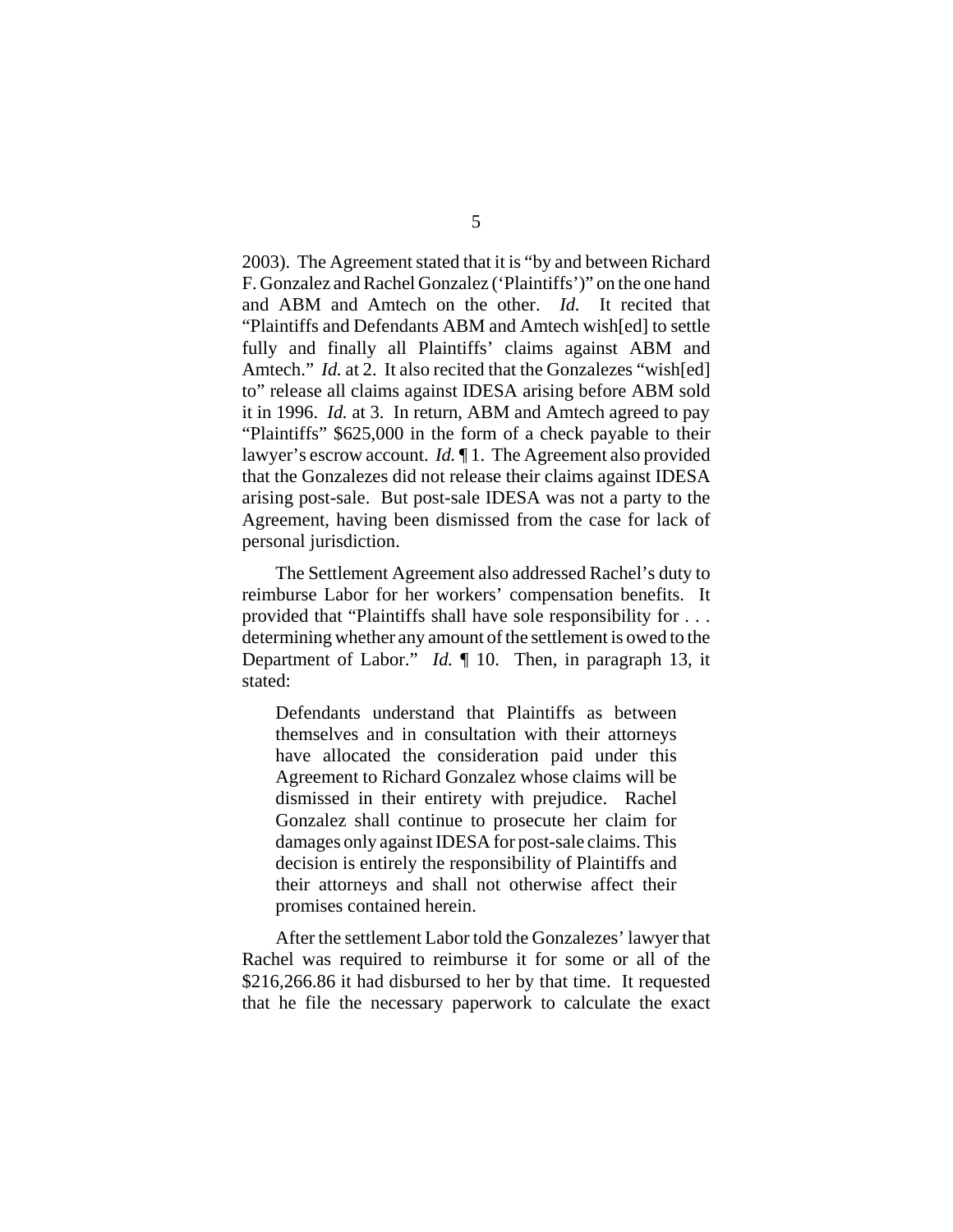2003). The Agreement stated that it is "by and between Richard F. Gonzalez and Rachel Gonzalez ('Plaintiffs')" on the one hand and ABM and Amtech on the other. *Id.* It recited that "Plaintiffs and Defendants ABM and Amtech wish[ed] to settle fully and finally all Plaintiffs' claims against ABM and Amtech." *Id.* at 2. It also recited that the Gonzalezes "wish[ed] to" release all claims against IDESA arising before ABM sold it in 1996. *Id.* at 3. In return, ABM and Amtech agreed to pay "Plaintiffs" $625,000 in the form of a check payable to their lawyer's escrow account. *Id.* ¶ 1. The Agreement also provided that the Gonzalezes did not release their claims against IDESA arising post-sale. But post-sale IDESA was not a party to the Agreement, having been dismissed from the case for lack of personal jurisdiction.

The Settlement Agreement also addressed Rachel's duty to reimburse Labor for her workers' compensation benefits. It provided that "Plaintiffs shall have sole responsibility for . . . determining whether any amount of the settlement is owed to the Department of Labor." *Id.* ¶ 10. Then, in paragraph 13, it stated:

> Defendants understand that Plaintiffs as between themselves and in consultation with their attorneys have allocated the consideration paid under this Agreement to Richard Gonzalez whose claims will be dismissed in their entirety with prejudice. Rachel Gonzalez shall continue to prosecute her claim for damages only against IDESA for post-sale claims. This decision is entirely the responsibility of Plaintiffs and their attorneys and shall not otherwise affect their promises contained herein.

After the settlement Labor told the Gonzalezes' lawyer that Rachel was required to reimburse it for some or all of the $216,266.86 it had disbursed to her by that time. It requested that he file the necessary paperwork to calculate the exact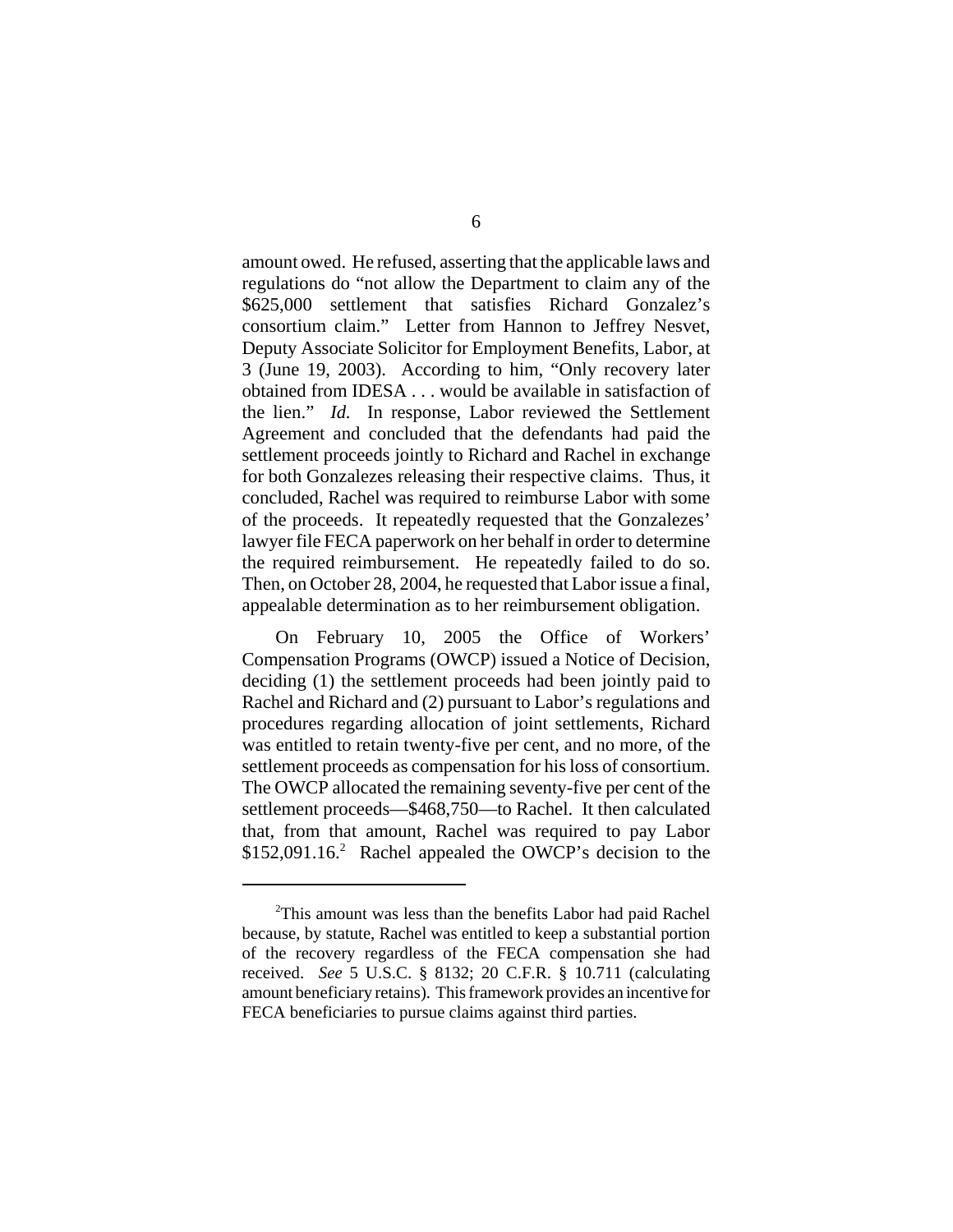amount owed. He refused, asserting that the applicable laws and regulations do "not allow the Department to claim any of the $625,000 settlement that satisfies Richard Gonzalez's consortium claim." Letter from Hannon to Jeffrey Nesvet, Deputy Associate Solicitor for Employment Benefits, Labor, at 3 (June 19, 2003). According to him, "Only recovery later obtained from IDESA . . . would be available in satisfaction of the lien." *Id.* In response, Labor reviewed the Settlement Agreement and concluded that the defendants had paid the settlement proceeds jointly to Richard and Rachel in exchange for both Gonzalezes releasing their respective claims. Thus, it concluded, Rachel was required to reimburse Labor with some of the proceeds. It repeatedly requested that the Gonzalezes' lawyer file FECA paperwork on her behalf in order to determine the required reimbursement. He repeatedly failed to do so. Then, on October 28, 2004, he requested that Labor issue a final, appealable determination as to her reimbursement obligation.

On February 10, 2005 the Office of Workers' Compensation Programs (OWCP) issued a Notice of Decision, deciding (1) the settlement proceeds had been jointly paid to Rachel and Richard and (2) pursuant to Labor's regulations and procedures regarding allocation of joint settlements, Richard was entitled to retain twenty-five per cent, and no more, of the settlement proceeds as compensation for his loss of consortium. The OWCP allocated the remaining seventy-five per cent of the settlement proceeds—$468,750—to Rachel. It then calculated that, from that amount, Rachel was required to pay Labor $152,091.16.[2] Rachel appealed the OWCP's decision to the

[2]This amount was less than the benefits Labor had paid Rachel because, by statute, Rachel was entitled to keep a substantial portion of the recovery regardless of the FECA compensation she had received. *See* 5 U.S.C. § 8132; 20 C.F.R. § 10.711 (calculating amount beneficiary retains). This framework provides an incentive for FECA beneficiaries to pursue claims against third parties.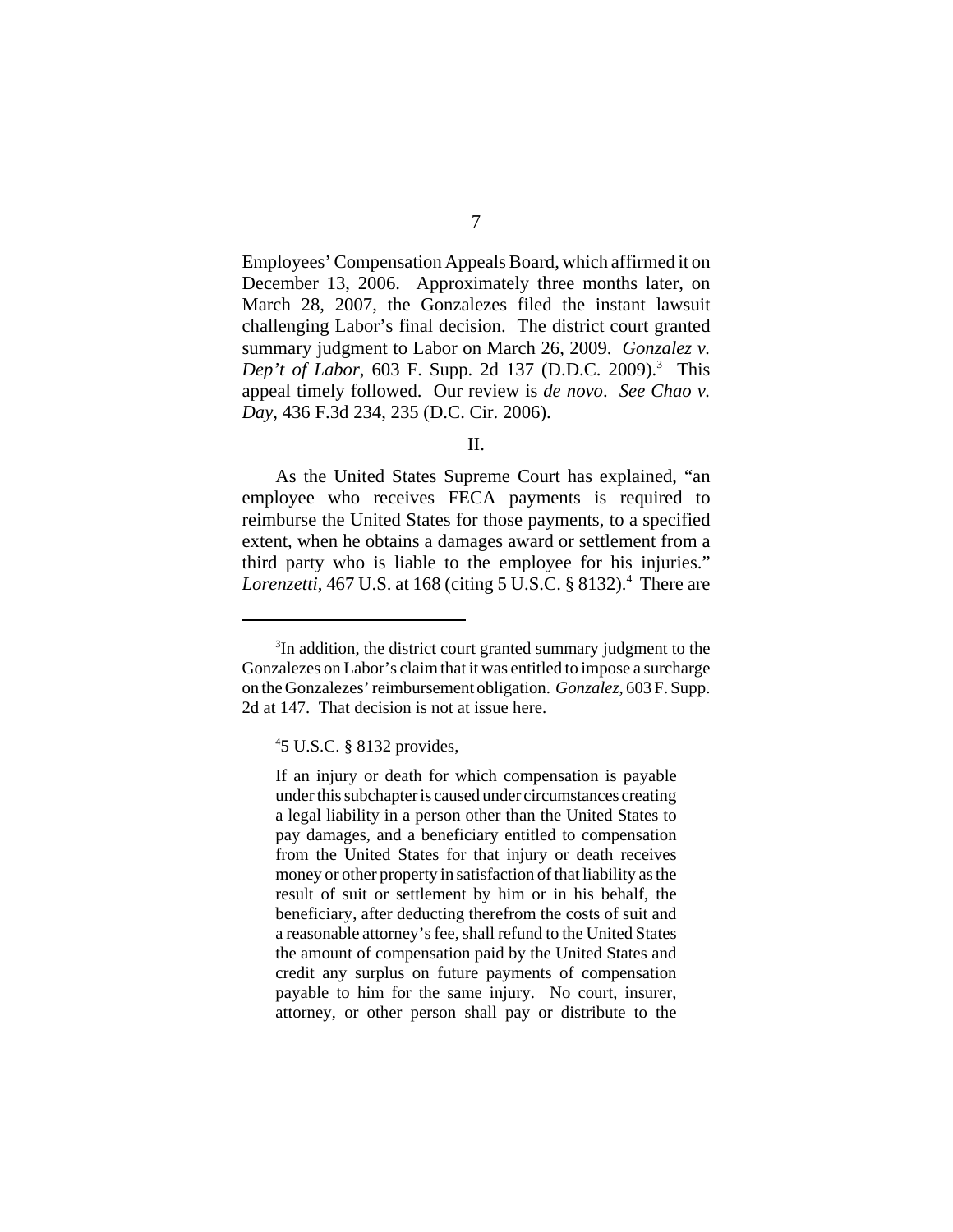Employees' Compensation Appeals Board, which affirmed it on December 13, 2006. Approximately three months later, on March 28, 2007, the Gonzalezes filed the instant lawsuit challenging Labor's final decision. The district court granted summary judgment to Labor on March 26, 2009. *Gonzalez v. Dep't of Labor*, 603 F. Supp. 2d 137 (D.D.C. 2009).[3] This appeal timely followed. Our review is *de novo*. *See Chao v. Day*, 436 F.3d 234, 235 (D.C. Cir. 2006).

II.

As the United States Supreme Court has explained, "an employee who receives FECA payments is required to reimburse the United States for those payments, to a specified extent, when he obtains a damages award or settlement from a third party who is liable to the employee for his injuries." *Lorenzetti*, 467 U.S. at 168 (citing 5 U.S.C. § 8132).[4] There are

---

[3]In addition, the district court granted summary judgment to the Gonzalezes on Labor's claim that it was entitled to impose a surcharge on the Gonzalezes' reimbursement obligation. *Gonzalez*, 603 F. Supp. 2d at 147. That decision is not at issue here.

[4]5 U.S.C. § 8132 provides,

> If an injury or death for which compensation is payable under this subchapter is caused under circumstances creating a legal liability in a person other than the United States to pay damages, and a beneficiary entitled to compensation from the United States for that injury or death receives money or other property in satisfaction of that liability as the result of suit or settlement by him or in his behalf, the beneficiary, after deducting therefrom the costs of suit and a reasonable attorney's fee, shall refund to the United States the amount of compensation paid by the United States and credit any surplus on future payments of compensation payable to him for the same injury. No court, insurer, attorney, or other person shall pay or distribute to the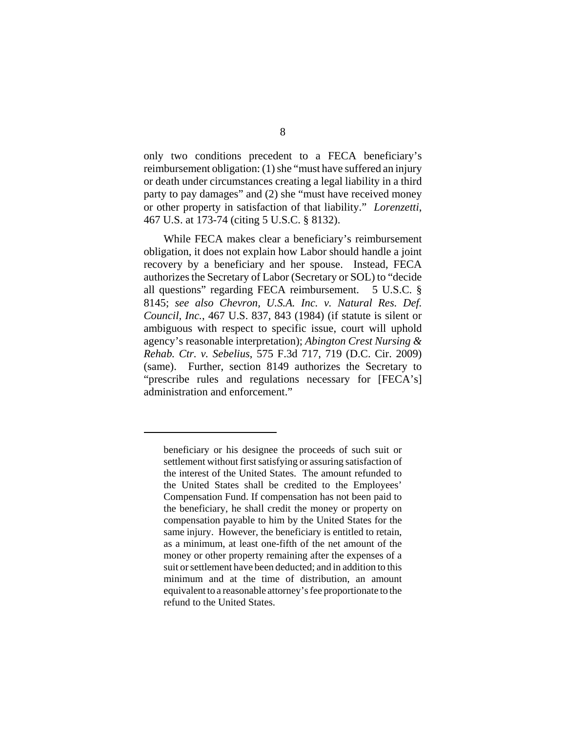only two conditions precedent to a FECA beneficiary's reimbursement obligation: (1) she "must have suffered an injury or death under circumstances creating a legal liability in a third party to pay damages" and (2) she "must have received money or other property in satisfaction of that liability." *Lorenzetti*, 467 U.S. at 173-74 (citing 5 U.S.C. § 8132).

While FECA makes clear a beneficiary's reimbursement obligation, it does not explain how Labor should handle a joint recovery by a beneficiary and her spouse. Instead, FECA authorizes the Secretary of Labor (Secretary or SOL) to "decide all questions" regarding FECA reimbursement. 5 U.S.C. § 8145; *see also Chevron, U.S.A. Inc. v. Natural Res. Def. Council, Inc.*, 467 U.S. 837, 843 (1984) (if statute is silent or ambiguous with respect to specific issue, court will uphold agency's reasonable interpretation); *Abington Crest Nursing & Rehab. Ctr. v. Sebelius*, 575 F.3d 717, 719 (D.C. Cir. 2009) (same). Further, section 8149 authorizes the Secretary to "prescribe rules and regulations necessary for [FECA's] administration and enforcement."

---

beneficiary or his designee the proceeds of such suit or settlement without first satisfying or assuring satisfaction of the interest of the United States. The amount refunded to the United States shall be credited to the Employees' Compensation Fund. If compensation has not been paid to the beneficiary, he shall credit the money or property on compensation payable to him by the United States for the same injury. However, the beneficiary is entitled to retain, as a minimum, at least one-fifth of the net amount of the money or other property remaining after the expenses of a suit or settlement have been deducted; and in addition to this minimum and at the time of distribution, an amount equivalent to a reasonable attorney's fee proportionate to the refund to the United States.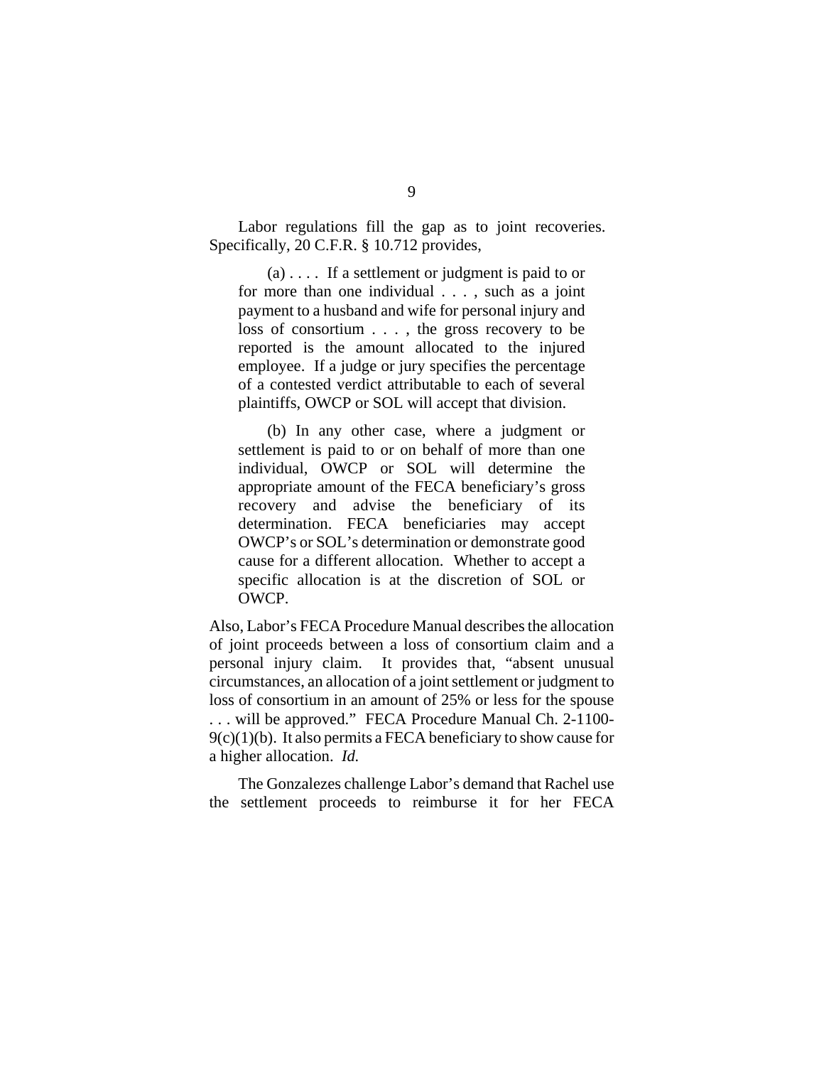Labor regulations fill the gap as to joint recoveries. Specifically, 20 C.F.R. § 10.712 provides,

> (a) . . . . If a settlement or judgment is paid to or for more than one individual . . . , such as a joint payment to a husband and wife for personal injury and loss of consortium . . . , the gross recovery to be reported is the amount allocated to the injured employee. If a judge or jury specifies the percentage of a contested verdict attributable to each of several plaintiffs, OWCP or SOL will accept that division.
>
> (b) In any other case, where a judgment or settlement is paid to or on behalf of more than one individual, OWCP or SOL will determine the appropriate amount of the FECA beneficiary's gross recovery and advise the beneficiary of its determination. FECA beneficiaries may accept OWCP's or SOL's determination or demonstrate good cause for a different allocation. Whether to accept a specific allocation is at the discretion of SOL or OWCP.

Also, Labor's FECA Procedure Manual describes the allocation of joint proceeds between a loss of consortium claim and a personal injury claim. It provides that, "absent unusual circumstances, an allocation of a joint settlement or judgment to loss of consortium in an amount of 25% or less for the spouse . . . will be approved." FECA Procedure Manual Ch. 2-1100-9(c)(1)(b). It also permits a FECA beneficiary to show cause for a higher allocation. *Id.*

The Gonzalezes challenge Labor's demand that Rachel use the settlement proceeds to reimburse it for her FECA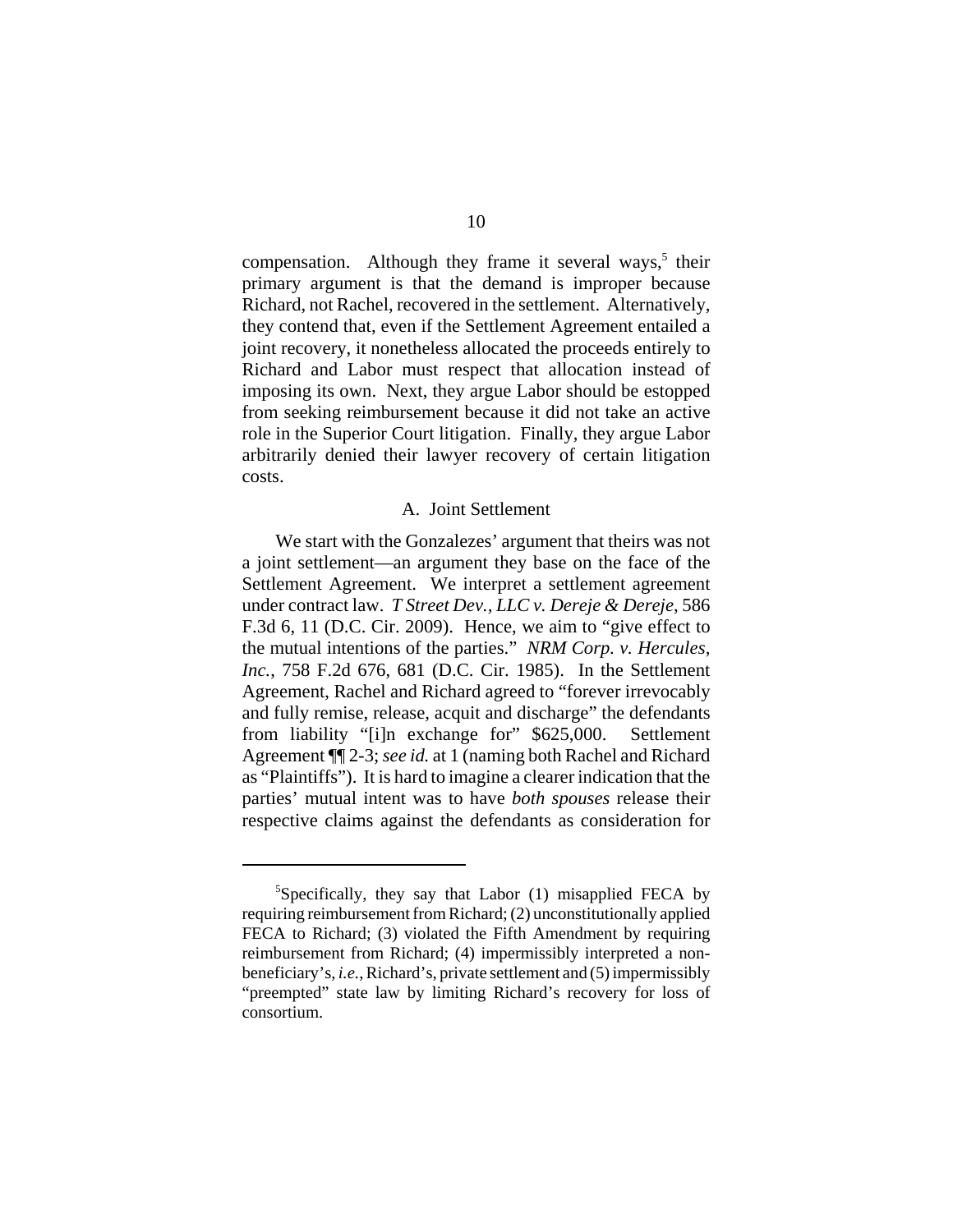compensation. Although they frame it several ways,[5] their primary argument is that the demand is improper because Richard, not Rachel, recovered in the settlement. Alternatively, they contend that, even if the Settlement Agreement entailed a joint recovery, it nonetheless allocated the proceeds entirely to Richard and Labor must respect that allocation instead of imposing its own. Next, they argue Labor should be estopped from seeking reimbursement because it did not take an active role in the Superior Court litigation. Finally, they argue Labor arbitrarily denied their lawyer recovery of certain litigation costs.

## A. Joint Settlement

We start with the Gonzalezes' argument that theirs was not a joint settlement—an argument they base on the face of the Settlement Agreement. We interpret a settlement agreement under contract law. *T Street Dev., LLC v. Dereje & Dereje*, 586 F.3d 6, 11 (D.C. Cir. 2009). Hence, we aim to "give effect to the mutual intentions of the parties." *NRM Corp. v. Hercules, Inc.*, 758 F.2d 676, 681 (D.C. Cir. 1985). In the Settlement Agreement, Rachel and Richard agreed to "forever irrevocably and fully remise, release, acquit and discharge" the defendants from liability "[i]n exchange for" $625,000. Settlement Agreement ¶¶ 2-3; *see id.* at 1 (naming both Rachel and Richard as "Plaintiffs"). It is hard to imagine a clearer indication that the parties' mutual intent was to have *both spouses* release their respective claims against the defendants as consideration for

---

[5]Specifically, they say that Labor (1) misapplied FECA by requiring reimbursement from Richard; (2) unconstitutionally applied FECA to Richard; (3) violated the Fifth Amendment by requiring reimbursement from Richard; (4) impermissibly interpreted a non-beneficiary's, *i.e.,* Richard's, private settlement and (5) impermissibly "preempted" state law by limiting Richard's recovery for loss of consortium.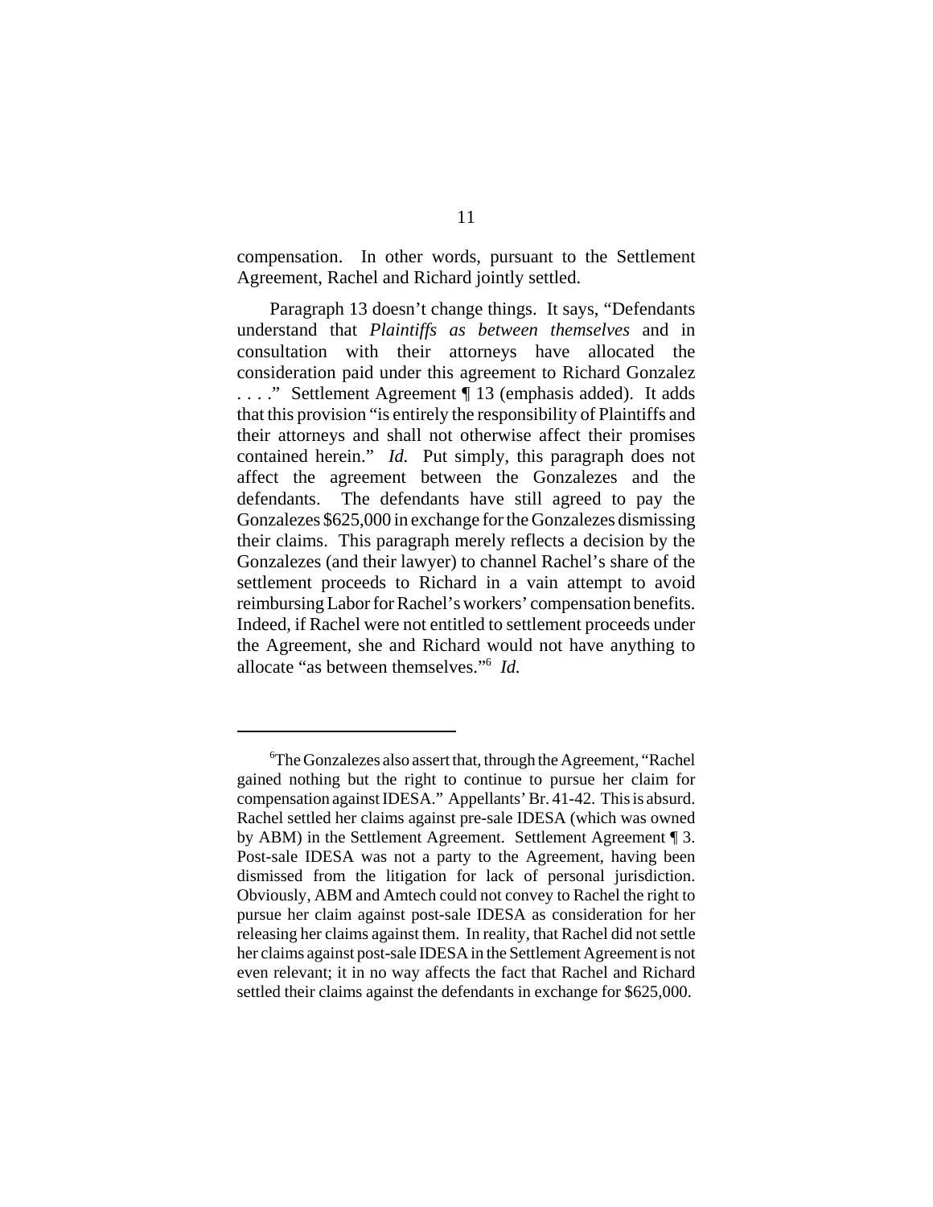compensation. In other words, pursuant to the Settlement Agreement, Rachel and Richard jointly settled.

Paragraph 13 doesn't change things. It says, "Defendants understand that *Plaintiffs as between themselves* and in consultation with their attorneys have allocated the consideration paid under this agreement to Richard Gonzalez . . . ." Settlement Agreement ¶ 13 (emphasis added). It adds that this provision "is entirely the responsibility of Plaintiffs and their attorneys and shall not otherwise affect their promises contained herein." *Id.* Put simply, this paragraph does not affect the agreement between the Gonzalezes and the defendants. The defendants have still agreed to pay the Gonzalezes $625,000 in exchange for the Gonzalezes dismissing their claims. This paragraph merely reflects a decision by the Gonzalezes (and their lawyer) to channel Rachel's share of the settlement proceeds to Richard in a vain attempt to avoid reimbursing Labor for Rachel's workers' compensation benefits. Indeed, if Rachel were not entitled to settlement proceeds under the Agreement, she and Richard would not have anything to allocate "as between themselves."[6] *Id.*

---

[6]The Gonzalezes also assert that, through the Agreement, "Rachel gained nothing but the right to continue to pursue her claim for compensation against IDESA." Appellants' Br. 41-42. This is absurd. Rachel settled her claims against pre-sale IDESA (which was owned by ABM) in the Settlement Agreement. Settlement Agreement ¶ 3. Post-sale IDESA was not a party to the Agreement, having been dismissed from the litigation for lack of personal jurisdiction. Obviously, ABM and Amtech could not convey to Rachel the right to pursue her claim against post-sale IDESA as consideration for her releasing her claims against them. In reality, that Rachel did not settle her claims against post-sale IDESA in the Settlement Agreement is not even relevant; it in no way affects the fact that Rachel and Richard settled their claims against the defendants in exchange for $625,000.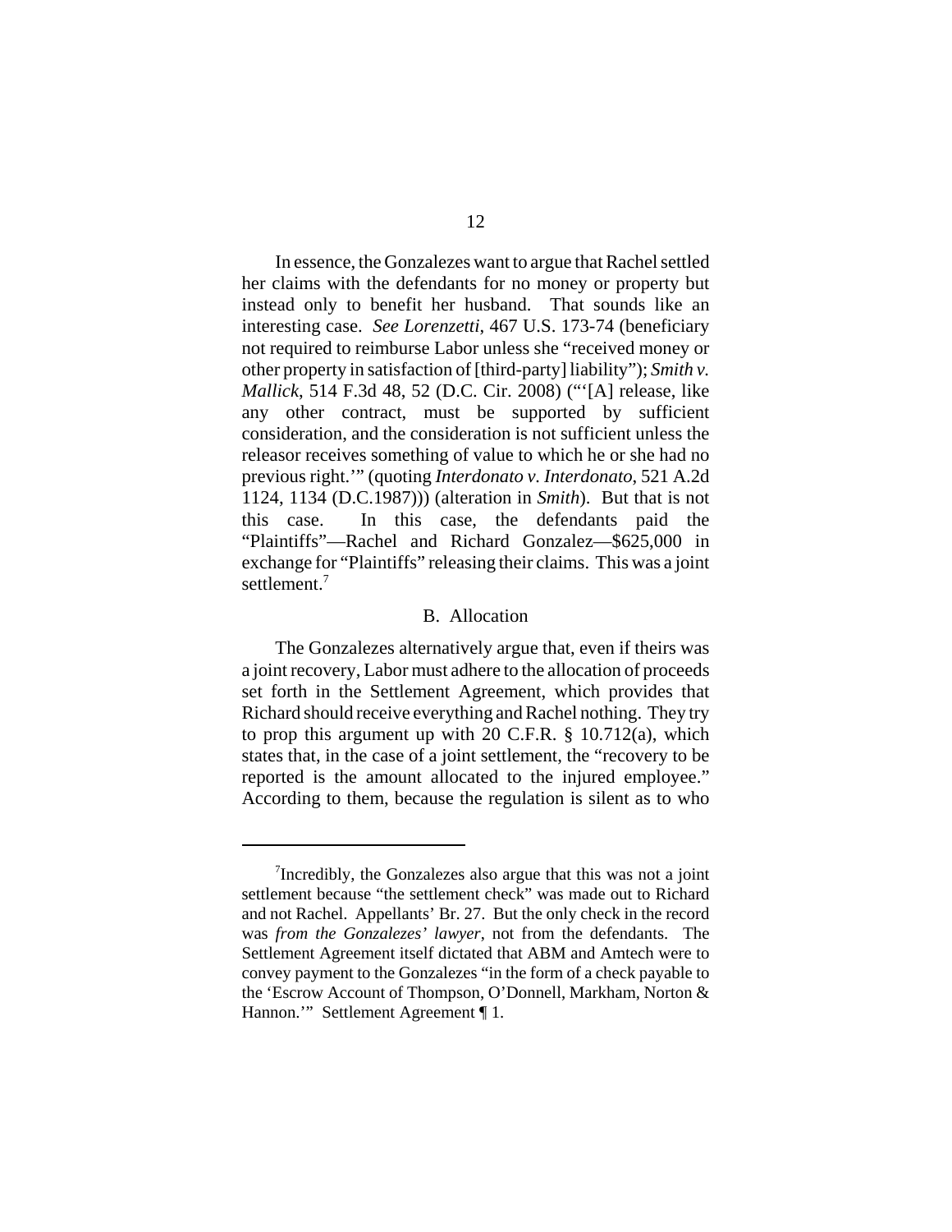In essence, the Gonzalezes want to argue that Rachel settled her claims with the defendants for no money or property but instead only to benefit her husband. That sounds like an interesting case. *See Lorenzetti*, 467 U.S. 173-74 (beneficiary not required to reimburse Labor unless she "received money or other property in satisfaction of [third-party] liability"); *Smith v. Mallick*, 514 F.3d 48, 52 (D.C. Cir. 2008) ("'[A] release, like any other contract, must be supported by sufficient consideration, and the consideration is not sufficient unless the releasor receives something of value to which he or she had no previous right.'" (quoting *Interdonato v. Interdonato*, 521 A.2d 1124, 1134 (D.C.1987))) (alteration in *Smith*). But that is not this case. In this case, the defendants paid the "Plaintiffs"—Rachel and Richard Gonzalez—$625,000 in exchange for "Plaintiffs" releasing their claims. This was a joint settlement.[7]

### B. Allocation

The Gonzalezes alternatively argue that, even if theirs was a joint recovery, Labor must adhere to the allocation of proceeds set forth in the Settlement Agreement, which provides that Richard should receive everything and Rachel nothing. They try to prop this argument up with 20 C.F.R. § 10.712(a), which states that, in the case of a joint settlement, the "recovery to be reported is the amount allocated to the injured employee." According to them, because the regulation is silent as to who

---

[7] Incredibly, the Gonzalezes also argue that this was not a joint settlement because "the settlement check" was made out to Richard and not Rachel. Appellants' Br. 27. But the only check in the record was *from the Gonzalezes' lawyer*, not from the defendants. The Settlement Agreement itself dictated that ABM and Amtech were to convey payment to the Gonzalezes "in the form of a check payable to the 'Escrow Account of Thompson, O'Donnell, Markham, Norton & Hannon.'" Settlement Agreement ¶ 1.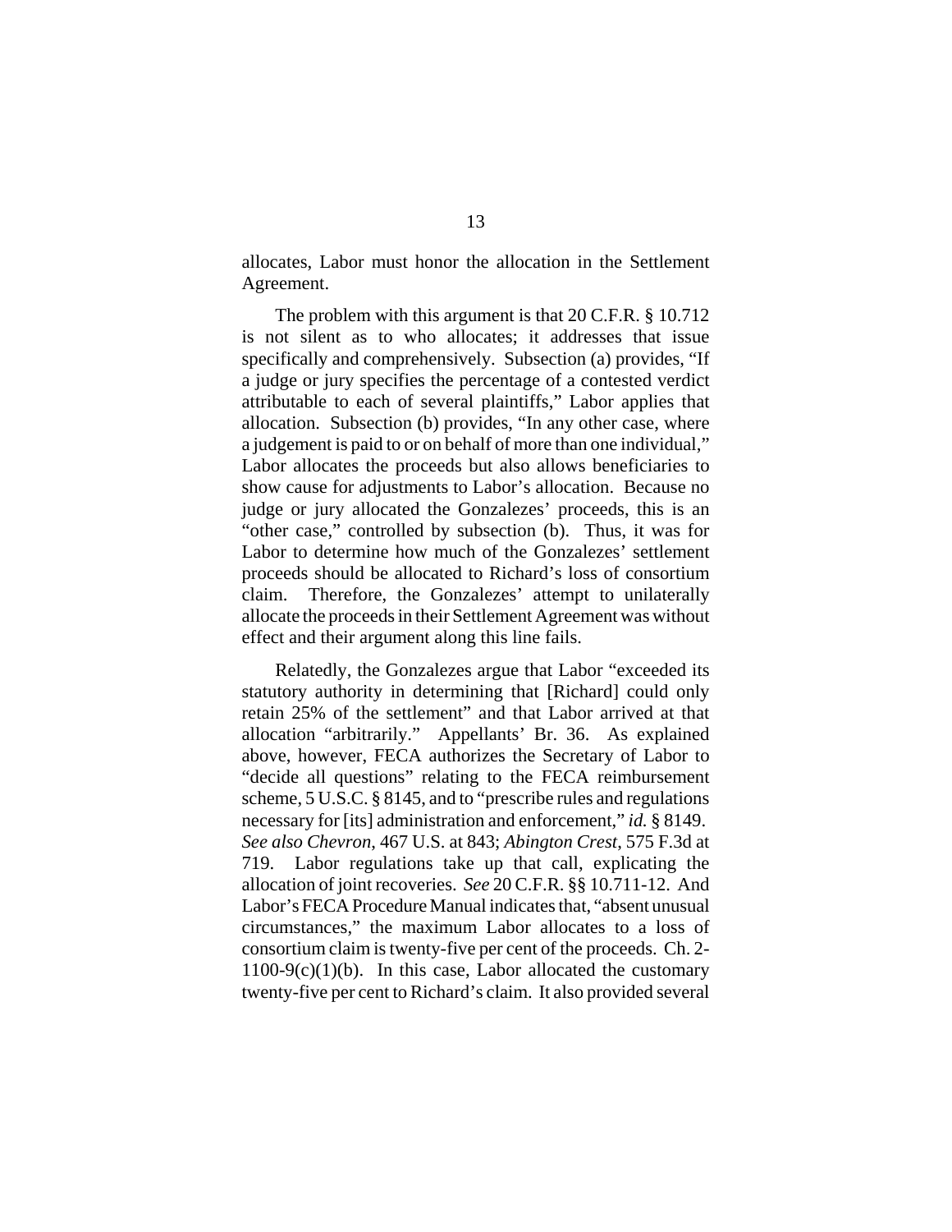allocates, Labor must honor the allocation in the Settlement Agreement.

The problem with this argument is that 20 C.F.R. § 10.712 is not silent as to who allocates; it addresses that issue specifically and comprehensively. Subsection (a) provides, "If a judge or jury specifies the percentage of a contested verdict attributable to each of several plaintiffs," Labor applies that allocation. Subsection (b) provides, "In any other case, where a judgement is paid to or on behalf of more than one individual," Labor allocates the proceeds but also allows beneficiaries to show cause for adjustments to Labor's allocation. Because no judge or jury allocated the Gonzalezes' proceeds, this is an "other case," controlled by subsection (b). Thus, it was for Labor to determine how much of the Gonzalezes' settlement proceeds should be allocated to Richard's loss of consortium claim. Therefore, the Gonzalezes' attempt to unilaterally allocate the proceeds in their Settlement Agreement was without effect and their argument along this line fails.

Relatedly, the Gonzalezes argue that Labor "exceeded its statutory authority in determining that [Richard] could only retain 25% of the settlement" and that Labor arrived at that allocation "arbitrarily." Appellants' Br. 36. As explained above, however, FECA authorizes the Secretary of Labor to "decide all questions" relating to the FECA reimbursement scheme, 5 U.S.C. § 8145, and to "prescribe rules and regulations necessary for [its] administration and enforcement," *id.* § 8149. *See also Chevron*, 467 U.S. at 843; *Abington Crest*, 575 F.3d at 719. Labor regulations take up that call, explicating the allocation of joint recoveries. *See* 20 C.F.R. §§ 10.711-12. And Labor's FECA Procedure Manual indicates that, "absent unusual circumstances," the maximum Labor allocates to a loss of consortium claim is twenty-five per cent of the proceeds. Ch. 2-1100-9(c)(1)(b). In this case, Labor allocated the customary twenty-five per cent to Richard's claim. It also provided several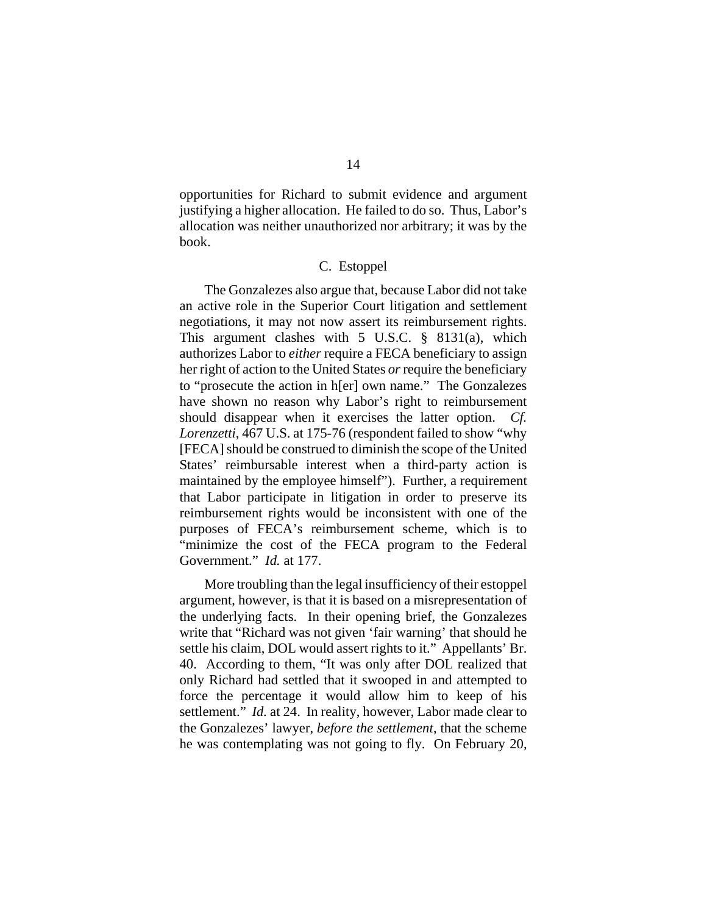opportunities for Richard to submit evidence and argument justifying a higher allocation. He failed to do so. Thus, Labor's allocation was neither unauthorized nor arbitrary; it was by the book.

### C. Estoppel

The Gonzalezes also argue that, because Labor did not take an active role in the Superior Court litigation and settlement negotiations, it may not now assert its reimbursement rights. This argument clashes with 5 U.S.C. § 8131(a), which authorizes Labor to *either* require a FECA beneficiary to assign her right of action to the United States *or* require the beneficiary to "prosecute the action in h[er] own name." The Gonzalezes have shown no reason why Labor's right to reimbursement should disappear when it exercises the latter option. *Cf. Lorenzetti*, 467 U.S. at 175-76 (respondent failed to show "why [FECA] should be construed to diminish the scope of the United States' reimbursable interest when a third-party action is maintained by the employee himself"). Further, a requirement that Labor participate in litigation in order to preserve its reimbursement rights would be inconsistent with one of the purposes of FECA's reimbursement scheme, which is to "minimize the cost of the FECA program to the Federal Government." *Id.* at 177.

More troubling than the legal insufficiency of their estoppel argument, however, is that it is based on a misrepresentation of the underlying facts. In their opening brief, the Gonzalezes write that "Richard was not given 'fair warning' that should he settle his claim, DOL would assert rights to it." Appellants' Br. 40. According to them, "It was only after DOL realized that only Richard had settled that it swooped in and attempted to force the percentage it would allow him to keep of his settlement." *Id.* at 24. In reality, however, Labor made clear to the Gonzalezes' lawyer, *before the settlement*, that the scheme he was contemplating was not going to fly. On February 20,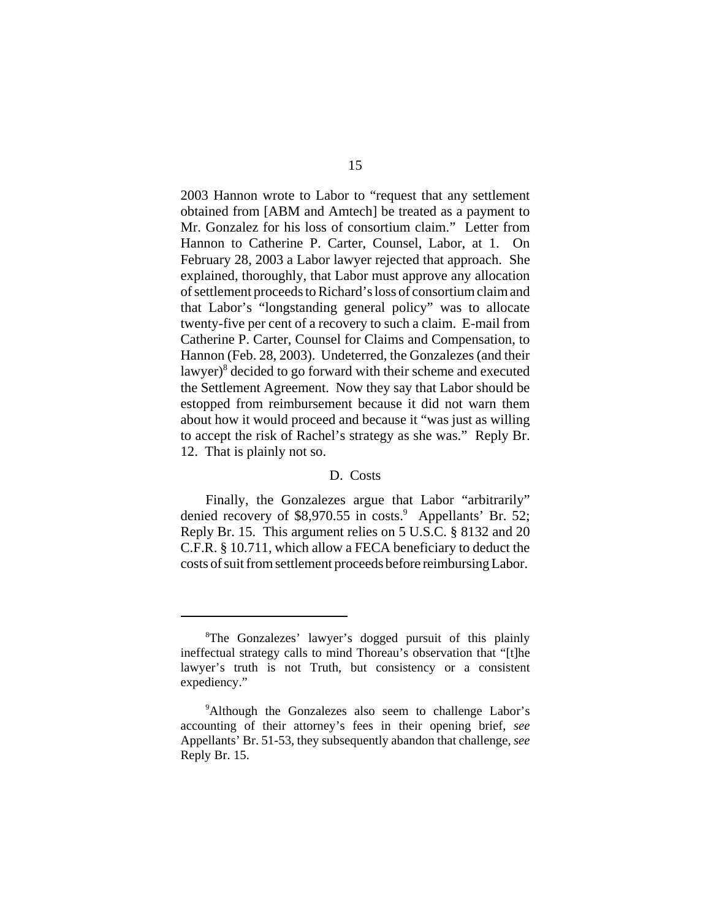2003 Hannon wrote to Labor to "request that any settlement obtained from [ABM and Amtech] be treated as a payment to Mr. Gonzalez for his loss of consortium claim." Letter from Hannon to Catherine P. Carter, Counsel, Labor, at 1. On February 28, 2003 a Labor lawyer rejected that approach. She explained, thoroughly, that Labor must approve any allocation of settlement proceeds to Richard's loss of consortium claim and that Labor's "longstanding general policy" was to allocate twenty-five per cent of a recovery to such a claim. E-mail from Catherine P. Carter, Counsel for Claims and Compensation, to Hannon (Feb. 28, 2003). Undeterred, the Gonzalezes (and their lawyer)[8] decided to go forward with their scheme and executed the Settlement Agreement. Now they say that Labor should be estopped from reimbursement because it did not warn them about how it would proceed and because it "was just as willing to accept the risk of Rachel's strategy as she was." Reply Br. 12. That is plainly not so.

D. Costs

Finally, the Gonzalezes argue that Labor "arbitrarily" denied recovery of $8,970.55 in costs.[9] Appellants' Br. 52; Reply Br. 15. This argument relies on 5 U.S.C. § 8132 and 20 C.F.R. § 10.711, which allow a FECA beneficiary to deduct the costs of suit from settlement proceeds before reimbursing Labor.

---

[8]The Gonzalezes' lawyer's dogged pursuit of this plainly ineffectual strategy calls to mind Thoreau's observation that "[t]he lawyer's truth is not Truth, but consistency or a consistent expediency."

[9]Although the Gonzalezes also seem to challenge Labor's accounting of their attorney's fees in their opening brief, *see* Appellants' Br. 51-53, they subsequently abandon that challenge, *see* Reply Br. 15.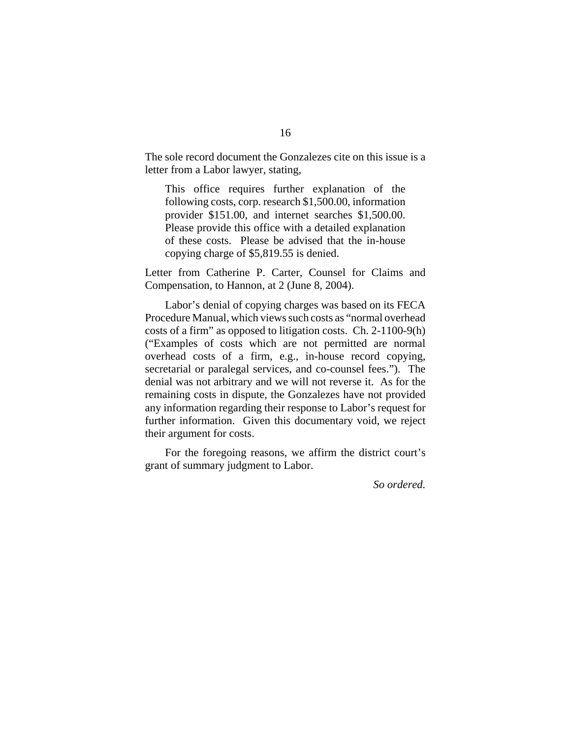The sole record document the Gonzalezes cite on this issue is a letter from a Labor lawyer, stating,

> This office requires further explanation of the following costs, corp. research $1,500.00, information provider $151.00, and internet searches $1,500.00. Please provide this office with a detailed explanation of these costs. Please be advised that the in-house copying charge of $5,819.55 is denied.

Letter from Catherine P. Carter, Counsel for Claims and Compensation, to Hannon, at 2 (June 8, 2004).

Labor's denial of copying charges was based on its FECA Procedure Manual, which views such costs as "normal overhead costs of a firm" as opposed to litigation costs. Ch. 2-1100-9(h) ("Examples of costs which are not permitted are normal overhead costs of a firm, e.g., in-house record copying, secretarial or paralegal services, and co-counsel fees."). The denial was not arbitrary and we will not reverse it. As for the remaining costs in dispute, the Gonzalezes have not provided any information regarding their response to Labor's request for further information. Given this documentary void, we reject their argument for costs.

For the foregoing reasons, we affirm the district court's grant of summary judgment to Labor.

*So ordered.*